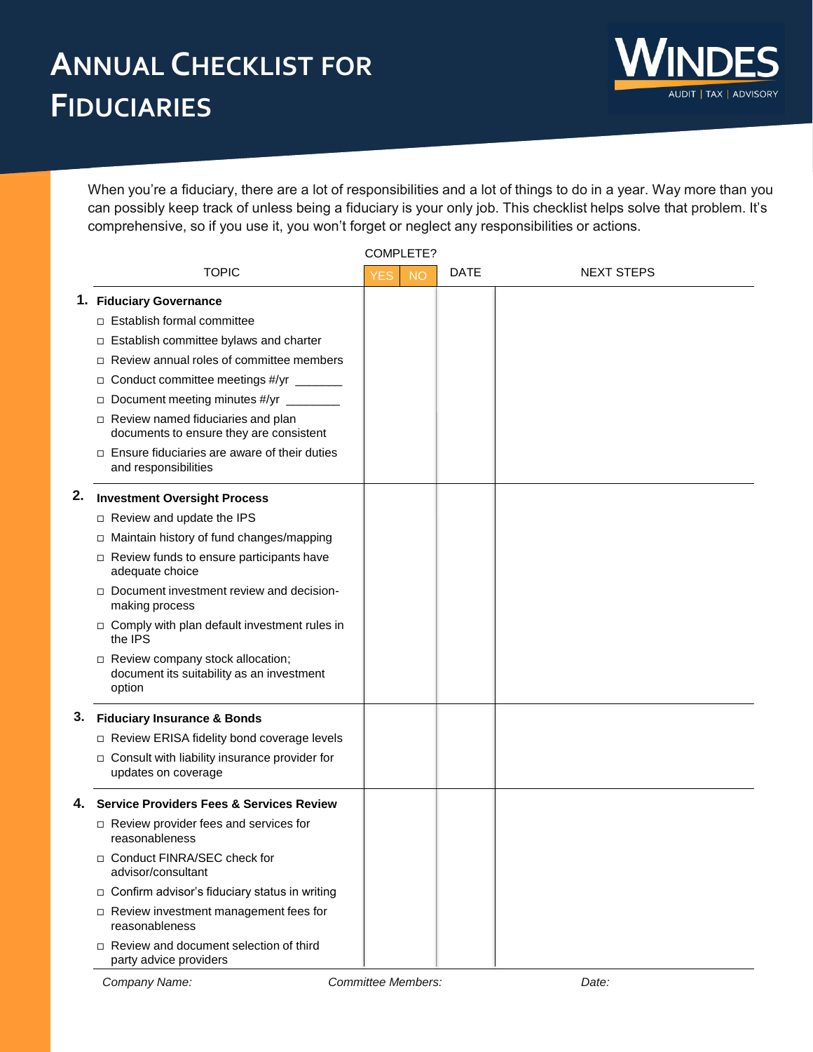# Annual Checklist for Fiduciaries

WINDES — AUDIT | TAX | ADVISORY

When you're a fiduciary, there are a lot of responsibilities and a lot of things to do in a year. Way more than you can possibly keep track of unless being a fiduciary is your only job. This checklist helps solve that problem. It's comprehensive, so if you use it, you won't forget or neglect any responsibilities or actions.

| TOPIC | COMPLETE? YES | COMPLETE? NO | DATE | NEXT STEPS |
|---|---|---|---|---|
| **1. Fiduciary Governance** | | | | |
| □ Establish formal committee | | | | |
| □ Establish committee bylaws and charter | | | | |
| □ Review annual roles of committee members | | | | |
| □ Conduct committee meetings #/yr _______ | | | | |
| □ Document meeting minutes #/yr ________ | | | | |
| □ Review named fiduciaries and plan documents to ensure they are consistent | | | | |
| □ Ensure fiduciaries are aware of their duties and responsibilities | | | | |
| **2. Investment Oversight Process** | | | | |
| □ Review and update the IPS | | | | |
| □ Maintain history of fund changes/mapping | | | | |
| □ Review funds to ensure participants have adequate choice | | | | |
| □ Document investment review and decision-making process | | | | |
| □ Comply with plan default investment rules in the IPS | | | | |
| □ Review company stock allocation; document its suitability as an investment option | | | | |
| **3. Fiduciary Insurance & Bonds** | | | | |
| □ Review ERISA fidelity bond coverage levels | | | | |
| □ Consult with liability insurance provider for updates on coverage | | | | |
| **4. Service Providers Fees & Services Review** | | | | |
| □ Review provider fees and services for reasonableness | | | | |
| □ Conduct FINRA/SEC check for advisor/consultant | | | | |
| □ Confirm advisor's fiduciary status in writing | | | | |
| □ Review investment management fees for reasonableness | | | | |
| □ Review and document selection of third party advice providers | | | | |

*Company Name:* *Committee Members:* *Date:*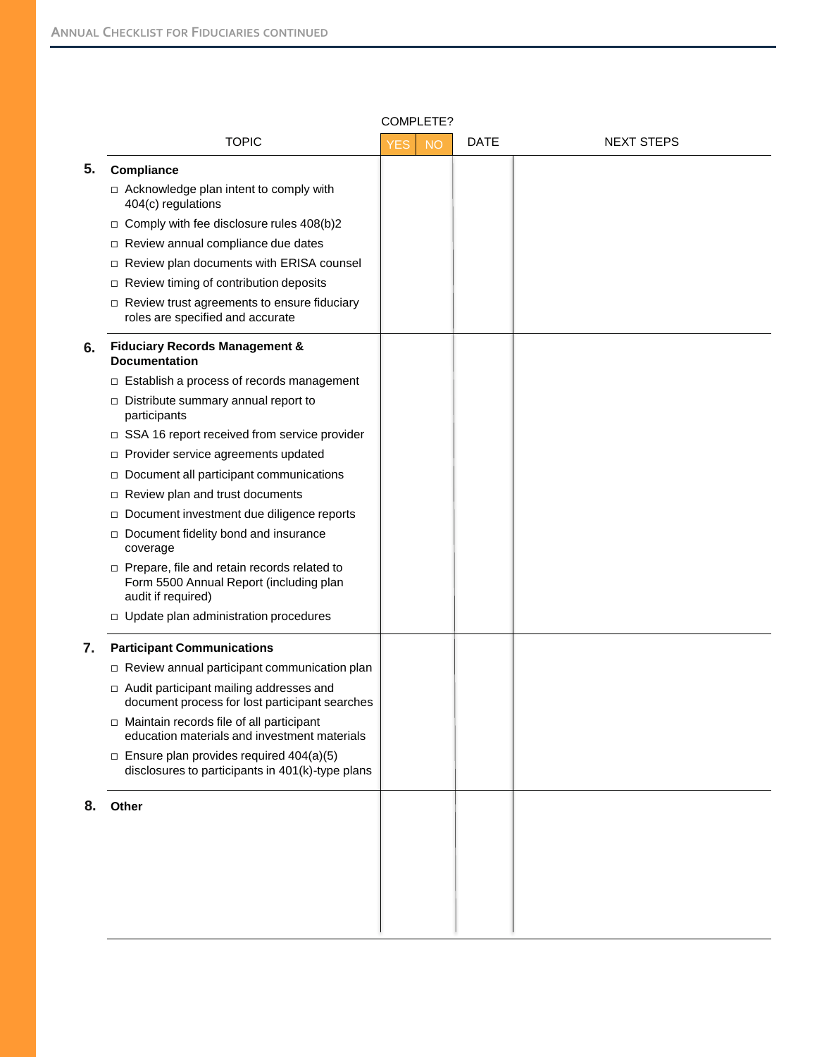| | COMPLETE? | | | |
|---|---|---|---|---|
| TOPIC | YES | NO | DATE | NEXT STEPS |
| **5. Compliance**<br>□ Acknowledge plan intent to comply with 404(c) regulations<br>□ Comply with fee disclosure rules 408(b)2<br>□ Review annual compliance due dates<br>□ Review plan documents with ERISA counsel<br>□ Review timing of contribution deposits<br>□ Review trust agreements to ensure fiduciary roles are specified and accurate | | | | |
| **6. Fiduciary Records Management & Documentation**<br>□ Establish a process of records management<br>□ Distribute summary annual report to participants<br>□ SSA 16 report received from service provider<br>□ Provider service agreements updated<br>□ Document all participant communications<br>□ Review plan and trust documents<br>□ Document investment due diligence reports<br>□ Document fidelity bond and insurance coverage<br>□ Prepare, file and retain records related to Form 5500 Annual Report (including plan audit if required)<br>□ Update plan administration procedures | | | | |
| **7. Participant Communications**<br>□ Review annual participant communication plan<br>□ Audit participant mailing addresses and document process for lost participant searches<br>□ Maintain records file of all participant education materials and investment materials<br>□ Ensure plan provides required 404(a)(5) disclosures to participants in 401(k)-type plans | | | | |
| **8. Other** | | | | |